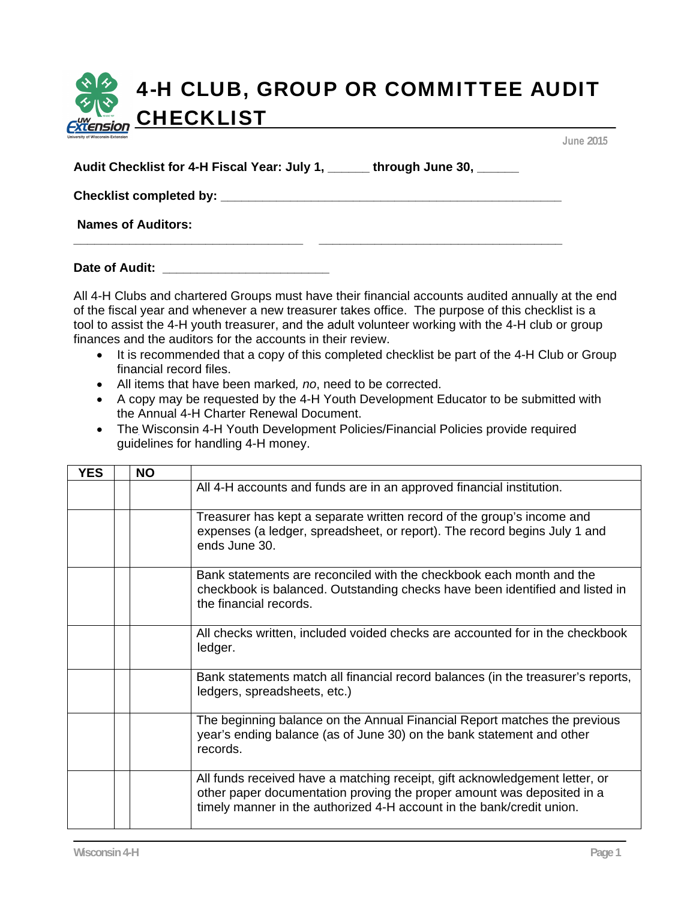# 4-H CLUB, GROUP OR COMMITTEE AUDIT CHECKLIST

June 2015

**Audit Checklist for 4-H Fiscal Year: July 1, ______ through June 30, ______**

**Checklist completed by: ____________________________________________________**

**Names of Auditors:**

___________________________________ ___________________________________

**Date of Audit: _________________________**

All 4-H Clubs and chartered Groups must have their financial accounts audited annually at the end of the fiscal year and whenever a new treasurer takes office. The purpose of this checklist is a tool to assist the 4-H youth treasurer, and the adult volunteer working with the 4-H club or group finances and the auditors for the accounts in their review.

- It is recommended that a copy of this completed checklist be part of the 4-H Club or Group financial record files.
- All items that have been marked*, no*, need to be corrected.
- A copy may be requested by the 4-H Youth Development Educator to be submitted with the Annual 4-H Charter Renewal Document.
- The Wisconsin 4-H Youth Development Policies/Financial Policies provide required guidelines for handling 4-H money.

| YES | | NO | |
|---|---|---|---|
| | | | All 4-H accounts and funds are in an approved financial institution. |
| | | | Treasurer has kept a separate written record of the group's income and expenses (a ledger, spreadsheet, or report). The record begins July 1 and ends June 30. |
| | | | Bank statements are reconciled with the checkbook each month and the checkbook is balanced. Outstanding checks have been identified and listed in the financial records. |
| | | | All checks written, included voided checks are accounted for in the checkbook ledger. |
| | | | Bank statements match all financial record balances (in the treasurer's reports, ledgers, spreadsheets, etc.) |
| | | | The beginning balance on the Annual Financial Report matches the previous year's ending balance (as of June 30) on the bank statement and other records. |
| | | | All funds received have a matching receipt, gift acknowledgement letter, or other paper documentation proving the proper amount was deposited in a timely manner in the authorized 4-H account in the bank/credit union. |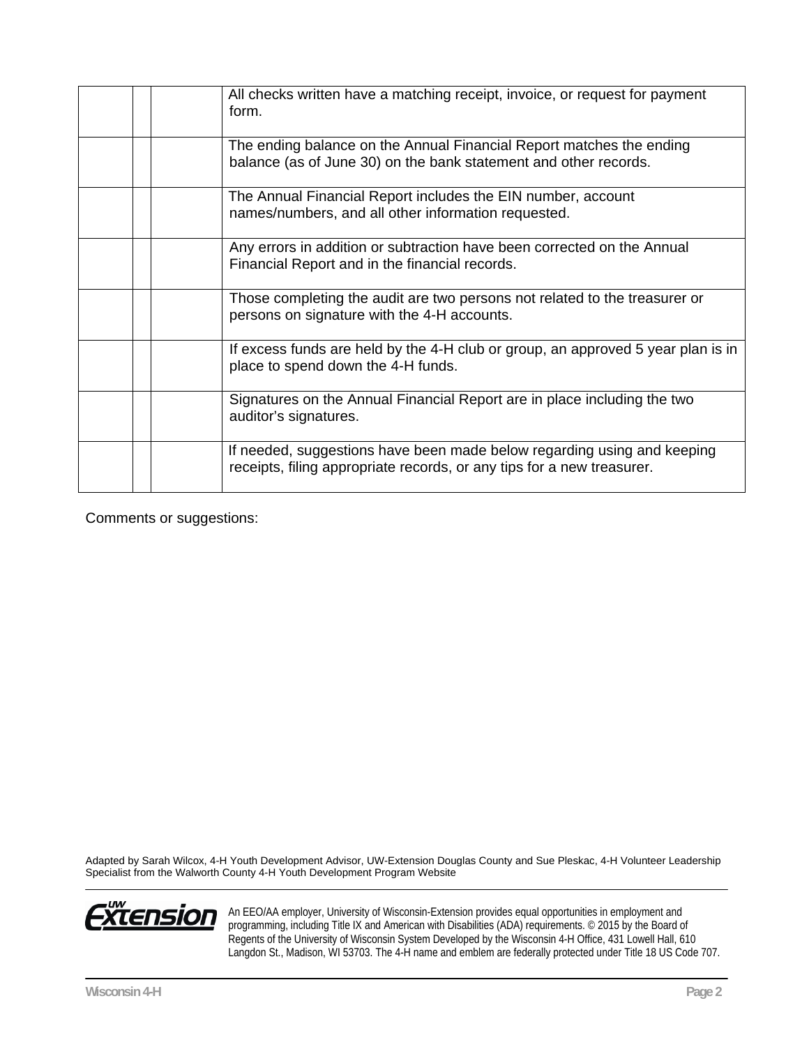| | | | |
|---|---|---|---|
| | | | All checks written have a matching receipt, invoice, or request for payment form. |
| | | | The ending balance on the Annual Financial Report matches the ending balance (as of June 30) on the bank statement and other records. |
| | | | The Annual Financial Report includes the EIN number, account names/numbers, and all other information requested. |
| | | | Any errors in addition or subtraction have been corrected on the Annual Financial Report and in the financial records. |
| | | | Those completing the audit are two persons not related to the treasurer or persons on signature with the 4-H accounts. |
| | | | If excess funds are held by the 4-H club or group, an approved 5 year plan is in place to spend down the 4-H funds. |
| | | | Signatures on the Annual Financial Report are in place including the two auditor's signatures. |
| | | | If needed, suggestions have been made below regarding using and keeping receipts, filing appropriate records, or any tips for a new treasurer. |

Comments or suggestions:

Adapted by Sarah Wilcox, 4-H Youth Development Advisor, UW-Extension Douglas County and Sue Pleskac, 4-H Volunteer Leadership Specialist from the Walworth County 4-H Youth Development Program Website

UW Extension

An EEO/AA employer, University of Wisconsin-Extension provides equal opportunities in employment and programming, including Title IX and American with Disabilities (ADA) requirements. © 2015 by the Board of Regents of the University of Wisconsin System Developed by the Wisconsin 4-H Office, 431 Lowell Hall, 610 Langdon St., Madison, WI 53703. The 4-H name and emblem are federally protected under Title 18 US Code 707.